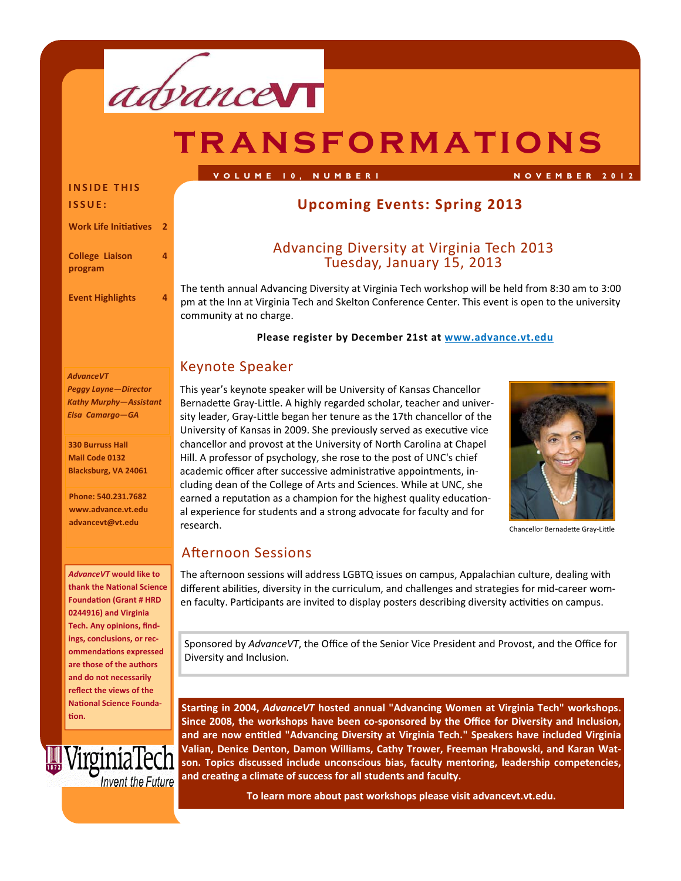# TRANSFORMATIONS

VOLUME 10, NUMBER 1 — NOVEMBER 2012

**INSIDE THIS ISSUE:**

- **Work Life Initiatives** 2
- **College Liaison program** 4
- **Event Highlights** 4

***AdvanceVT***
*Peggy Layne—Director*
*Kathy Murphy—Assistant*
*Elsa Camargo—GA*

**330 Burruss Hall**
**Mail Code 0132**
**Blacksburg, VA 24061**

**Phone: 540.231.7682**
**www.advance.vt.edu**
**advancevt@vt.edu**

***AdvanceVT* would like to thank the National Science Foundation (Grant # HRD 0244916) and Virginia Tech. Any opinions, findings, conclusions, or recommendations expressed are those of the authors and do not necessarily reflect the views of the National Science Foundation.**

## Upcoming Events: Spring 2013

### Advancing Diversity at Virginia Tech 2013
### Tuesday, January 15, 2013

The tenth annual Advancing Diversity at Virginia Tech workshop will be held from 8:30 am to 3:00 pm at the Inn at Virginia Tech and Skelton Conference Center. This event is open to the university community at no charge.

**Please register by December 21st at www.advance.vt.edu**

### Keynote Speaker

This year's keynote speaker will be University of Kansas Chancellor Bernadette Gray-Little. A highly regarded scholar, teacher and university leader, Gray-Little began her tenure as the 17th chancellor of the University of Kansas in 2009. She previously served as executive vice chancellor and provost at the University of North Carolina at Chapel Hill. A professor of psychology, she rose to the post of UNC's chief academic officer after successive administrative appointments, including dean of the College of Arts and Sciences. While at UNC, she earned a reputation as a champion for the highest quality educational experience for students and a strong advocate for faculty and for research.

Chancellor Bernadette Gray-Little

### Afternoon Sessions

The afternoon sessions will address LGBTQ issues on campus, Appalachian culture, dealing with different abilities, diversity in the curriculum, and challenges and strategies for mid-career women faculty. Participants are invited to display posters describing diversity activities on campus.

Sponsored by *AdvanceVT*, the Office of the Senior Vice President and Provost, and the Office for Diversity and Inclusion.

**Starting in 2004, *AdvanceVT* hosted annual "Advancing Women at Virginia Tech" workshops. Since 2008, the workshops have been co-sponsored by the Office for Diversity and Inclusion, and are now entitled "Advancing Diversity at Virginia Tech." Speakers have included Virginia Valian, Denice Denton, Damon Williams, Cathy Trower, Freeman Hrabowski, and Karan Watson. Topics discussed include unconscious bias, faculty mentoring, leadership competencies, and creating a climate of success for all students and faculty.**

**To learn more about past workshops please visit advancevt.vt.edu.**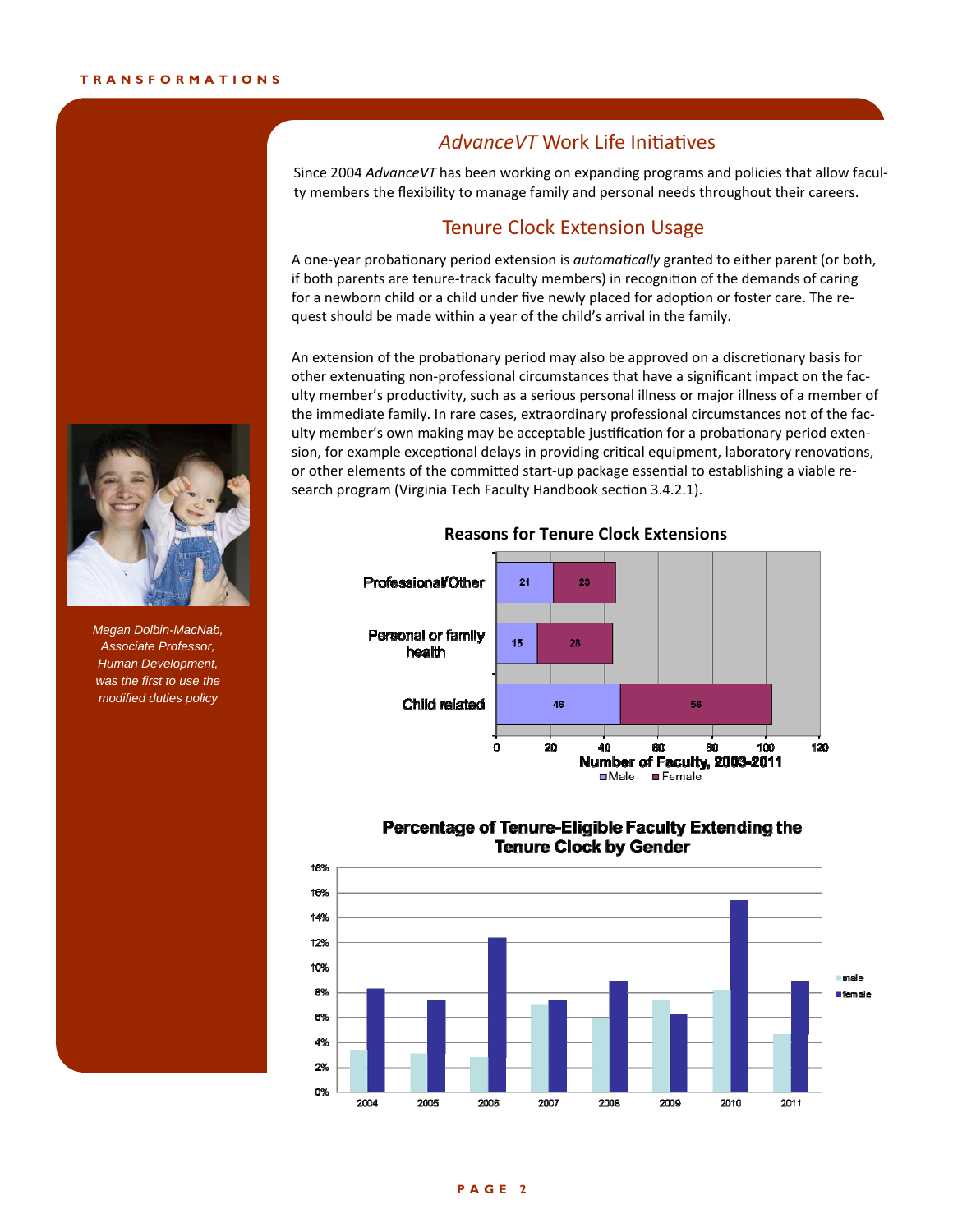## *AdvanceVT* Work Life Initiatives

Since 2004 *AdvanceVT* has been working on expanding programs and policies that allow faculty members the flexibility to manage family and personal needs throughout their careers.

## Tenure Clock Extension Usage

A one-year probationary period extension is *automatically* granted to either parent (or both, if both parents are tenure-track faculty members) in recognition of the demands of caring for a newborn child or a child under five newly placed for adoption or foster care. The request should be made within a year of the child's arrival in the family.

An extension of the probationary period may also be approved on a discretionary basis for other extenuating non-professional circumstances that have a significant impact on the faculty member's productivity, such as a serious personal illness or major illness of a member of the immediate family. In rare cases, extraordinary professional circumstances not of the faculty member's own making may be acceptable justification for a probationary period extension, for example exceptional delays in providing critical equipment, laboratory renovations, or other elements of the committed start-up package essential to establishing a viable research program (Virginia Tech Faculty Handbook section 3.4.2.1).

*Megan Dolbin-MacNab, Associate Professor, Human Development, was the first to use the modified duties policy*

**Reasons for Tenure Clock Extensions**

| Reason | Male | Female |
|---|---|---|
| Professional/Other | 21 | 23 |
| Personal or family health | 15 | 28 |
| Child related | 46 | 56 |

Number of Faculty, 2003-2011

**Percentage of Tenure-Eligible Faculty Extending the Tenure Clock by Gender**

| Year | male | female |
|---|---|---|
| 2004 | ~3.4% | ~8.3% |
| 2005 | ~3.1% | ~7.4% |
| 2006 | ~2.8% | ~12.4% |
| 2007 | ~7.0% | ~7.4% |
| 2008 | ~5.9% | ~8.9% |
| 2009 | ~7.4% | ~6.3% |
| 2010 | ~8.2% | ~15.4% |
| 2011 | ~4.6% | ~8.9% |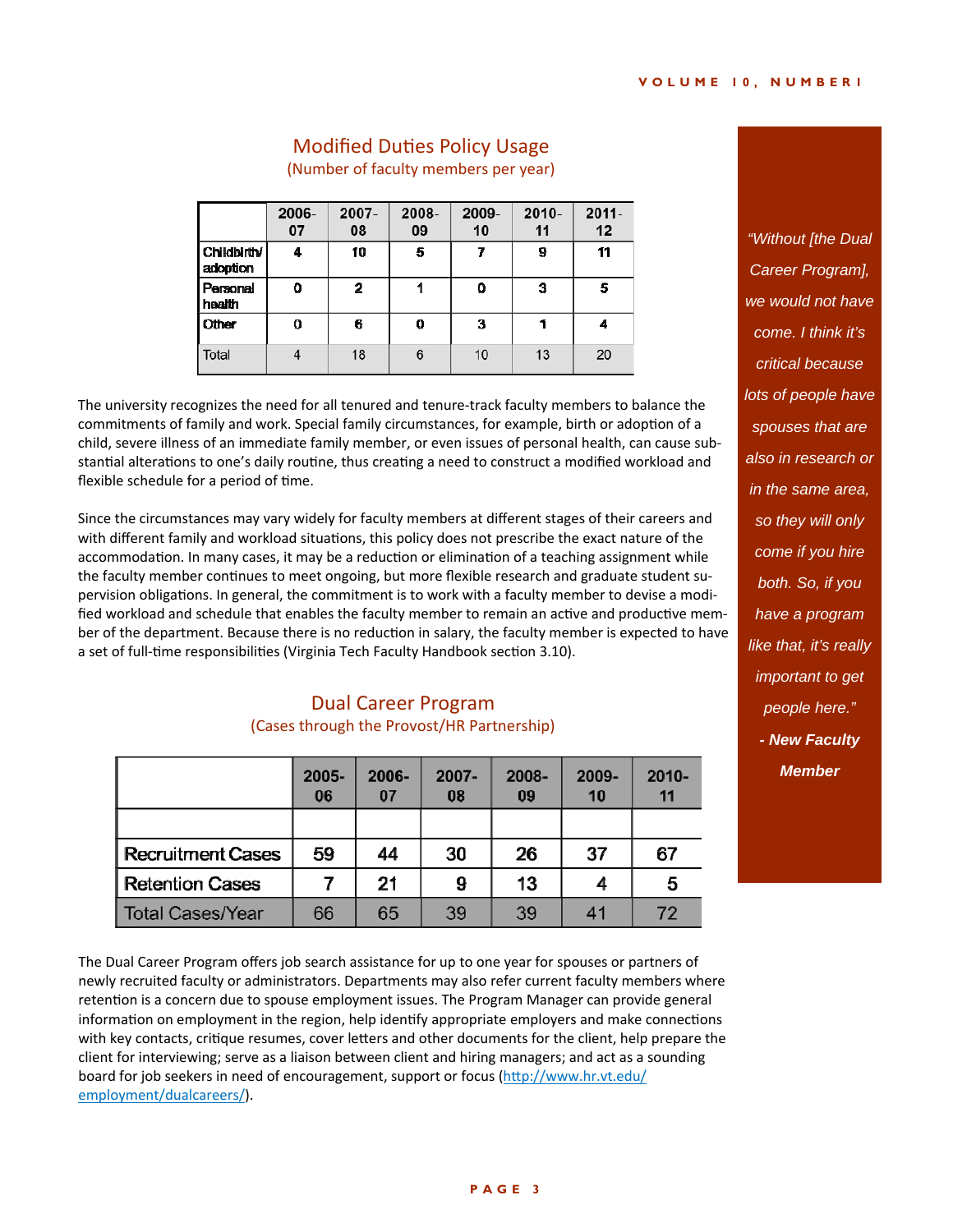## Modified Duties Policy Usage

(Number of faculty members per year)

| | 2006-07 | 2007-08 | 2008-09 | 2009-10 | 2010-11 | 2011-12 |
|---|---|---|---|---|---|---|
| Childbirth/ adoption | 4 | 10 | 5 | 7 | 9 | 11 |
| Personal health | 0 | 2 | 1 | 0 | 3 | 5 |
| Other | 0 | 6 | 0 | 3 | 1 | 4 |
| Total | 4 | 18 | 6 | 10 | 13 | 20 |

The university recognizes the need for all tenured and tenure-track faculty members to balance the commitments of family and work. Special family circumstances, for example, birth or adoption of a child, severe illness of an immediate family member, or even issues of personal health, can cause substantial alterations to one's daily routine, thus creating a need to construct a modified workload and flexible schedule for a period of time.

Since the circumstances may vary widely for faculty members at different stages of their careers and with different family and workload situations, this policy does not prescribe the exact nature of the accommodation. In many cases, it may be a reduction or elimination of a teaching assignment while the faculty member continues to meet ongoing, but more flexible research and graduate student supervision obligations. In general, the commitment is to work with a faculty member to devise a modified workload and schedule that enables the faculty member to remain an active and productive member of the department. Because there is no reduction in salary, the faculty member is expected to have a set of full-time responsibilities (Virginia Tech Faculty Handbook section 3.10).

*"Without [the Dual Career Program], we would not have come. I think it's critical because lots of people have spouses that are also in research or in the same area, so they will only come if you hire both. So, if you have a program like that, it's really important to get people here."*

***- New Faculty Member***

## Dual Career Program

(Cases through the Provost/HR Partnership)

| | 2005-06 | 2006-07 | 2007-08 | 2008-09 | 2009-10 | 2010-11 |
|---|---|---|---|---|---|---|
| Recruitment Cases | 59 | 44 | 30 | 26 | 37 | 67 |
| Retention Cases | 7 | 21 | 9 | 13 | 4 | 5 |
| Total Cases/Year | 66 | 65 | 39 | 39 | 41 | 72 |

The Dual Career Program offers job search assistance for up to one year for spouses or partners of newly recruited faculty or administrators. Departments may also refer current faculty members where retention is a concern due to spouse employment issues. The Program Manager can provide general information on employment in the region, help identify appropriate employers and make connections with key contacts, critique resumes, cover letters and other documents for the client, help prepare the client for interviewing; serve as a liaison between client and hiring managers; and act as a sounding board for job seekers in need of encouragement, support or focus (http://www.hr.vt.edu/employment/dualcareers/).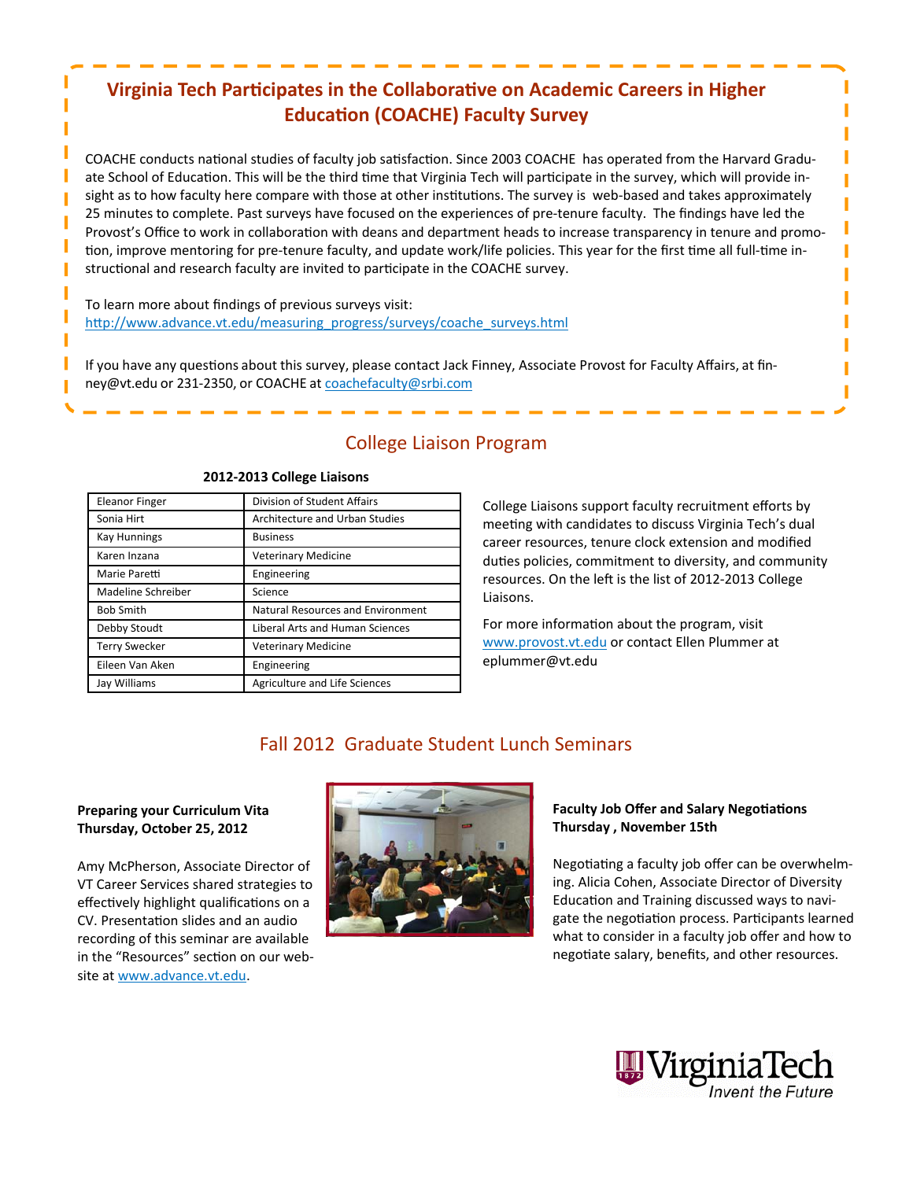## Virginia Tech Participates in the Collaborative on Academic Careers in Higher Education (COACHE) Faculty Survey

COACHE conducts national studies of faculty job satisfaction. Since 2003 COACHE has operated from the Harvard Graduate School of Education. This will be the third time that Virginia Tech will participate in the survey, which will provide insight as to how faculty here compare with those at other institutions. The survey is web-based and takes approximately 25 minutes to complete. Past surveys have focused on the experiences of pre-tenure faculty. The findings have led the Provost's Office to work in collaboration with deans and department heads to increase transparency in tenure and promotion, improve mentoring for pre-tenure faculty, and update work/life policies. This year for the first time all full-time instructional and research faculty are invited to participate in the COACHE survey.

To learn more about findings of previous surveys visit:
http://www.advance.vt.edu/measuring_progress/surveys/coache_surveys.html

If you have any questions about this survey, please contact Jack Finney, Associate Provost for Faculty Affairs, at finney@vt.edu or 231-2350, or COACHE at coachefaculty@srbi.com

## College Liaison Program

**2012-2013 College Liaisons**

| | |
|---|---|
| Eleanor Finger | Division of Student Affairs |
| Sonia Hirt | Architecture and Urban Studies |
| Kay Hunnings | Business |
| Karen Inzana | Veterinary Medicine |
| Marie Paretti | Engineering |
| Madeline Schreiber | Science |
| Bob Smith | Natural Resources and Environment |
| Debby Stoudt | Liberal Arts and Human Sciences |
| Terry Swecker | Veterinary Medicine |
| Eileen Van Aken | Engineering |
| Jay Williams | Agriculture and Life Sciences |

College Liaisons support faculty recruitment efforts by meeting with candidates to discuss Virginia Tech's dual career resources, tenure clock extension and modified duties policies, commitment to diversity, and community resources. On the left is the list of 2012-2013 College Liaisons.

For more information about the program, visit www.provost.vt.edu or contact Ellen Plummer at eplummer@vt.edu

## Fall 2012 Graduate Student Lunch Seminars

**Preparing your Curriculum Vita**
**Thursday, October 25, 2012**

Amy McPherson, Associate Director of VT Career Services shared strategies to effectively highlight qualifications on a CV. Presentation slides and an audio recording of this seminar are available in the "Resources" section on our website at www.advance.vt.edu.

**Faculty Job Offer and Salary Negotiations**
**Thursday , November 15th**

Negotiating a faculty job offer can be overwhelming. Alicia Cohen, Associate Director of Diversity Education and Training discussed ways to navigate the negotiation process. Participants learned what to consider in a faculty job offer and how to negotiate salary, benefits, and other resources.

VirginiaTech
*Invent the Future*